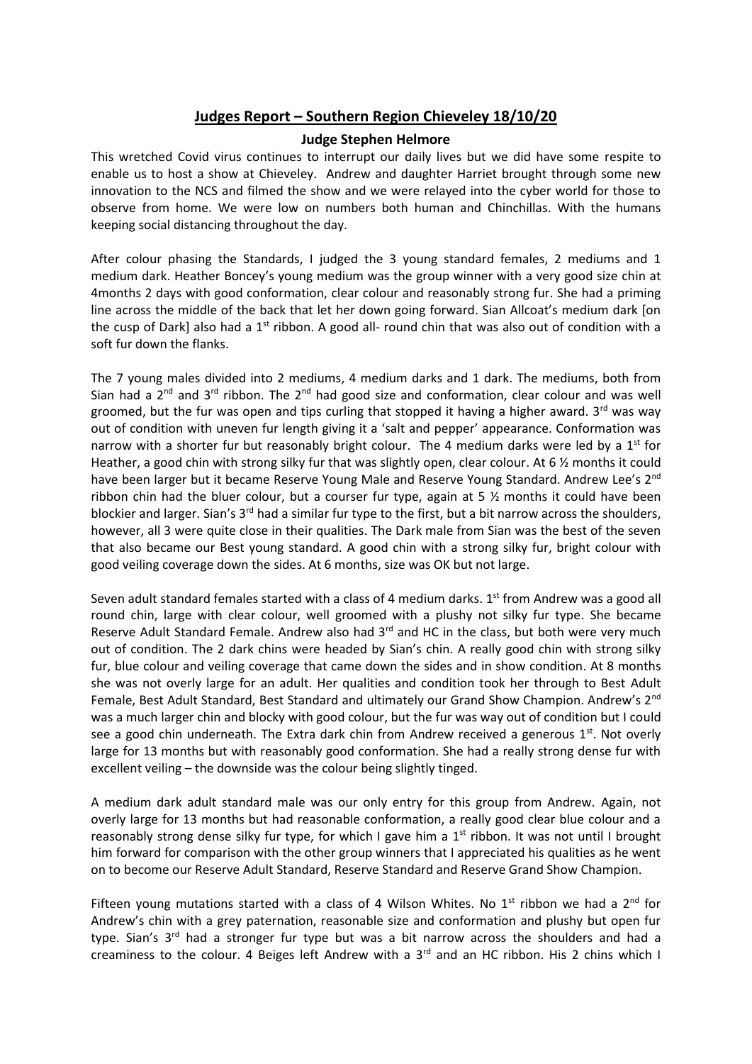# Judges Report – Southern Region Chieveley 18/10/20

## Judge Stephen Helmore

This wretched Covid virus continues to interrupt our daily lives but we did have some respite to enable us to host a show at Chieveley. Andrew and daughter Harriet brought through some new innovation to the NCS and filmed the show and we were relayed into the cyber world for those to observe from home. We were low on numbers both human and Chinchillas. With the humans keeping social distancing throughout the day.

After colour phasing the Standards, I judged the 3 young standard females, 2 mediums and 1 medium dark. Heather Boncey's young medium was the group winner with a very good size chin at 4months 2 days with good conformation, clear colour and reasonably strong fur. She had a priming line across the middle of the back that let her down going forward. Sian Allcoat's medium dark [on the cusp of Dark] also had a 1st ribbon. A good all- round chin that was also out of condition with a soft fur down the flanks.

The 7 young males divided into 2 mediums, 4 medium darks and 1 dark. The mediums, both from Sian had a 2nd and 3rd ribbon. The 2nd had good size and conformation, clear colour and was well groomed, but the fur was open and tips curling that stopped it having a higher award. 3rd was way out of condition with uneven fur length giving it a 'salt and pepper' appearance. Conformation was narrow with a shorter fur but reasonably bright colour. The 4 medium darks were led by a 1st for Heather, a good chin with strong silky fur that was slightly open, clear colour. At 6 ½ months it could have been larger but it became Reserve Young Male and Reserve Young Standard. Andrew Lee's 2nd ribbon chin had the bluer colour, but a courser fur type, again at 5 ½ months it could have been blockier and larger. Sian's 3rd had a similar fur type to the first, but a bit narrow across the shoulders, however, all 3 were quite close in their qualities. The Dark male from Sian was the best of the seven that also became our Best young standard. A good chin with a strong silky fur, bright colour with good veiling coverage down the sides. At 6 months, size was OK but not large.

Seven adult standard females started with a class of 4 medium darks. 1st from Andrew was a good all round chin, large with clear colour, well groomed with a plushy not silky fur type. She became Reserve Adult Standard Female. Andrew also had 3rd and HC in the class, but both were very much out of condition. The 2 dark chins were headed by Sian's chin. A really good chin with strong silky fur, blue colour and veiling coverage that came down the sides and in show condition. At 8 months she was not overly large for an adult. Her qualities and condition took her through to Best Adult Female, Best Adult Standard, Best Standard and ultimately our Grand Show Champion. Andrew's 2nd was a much larger chin and blocky with good colour, but the fur was way out of condition but I could see a good chin underneath. The Extra dark chin from Andrew received a generous 1st. Not overly large for 13 months but with reasonably good conformation. She had a really strong dense fur with excellent veiling – the downside was the colour being slightly tinged.

A medium dark adult standard male was our only entry for this group from Andrew. Again, not overly large for 13 months but had reasonable conformation, a really good clear blue colour and a reasonably strong dense silky fur type, for which I gave him a 1st ribbon. It was not until I brought him forward for comparison with the other group winners that I appreciated his qualities as he went on to become our Reserve Adult Standard, Reserve Standard and Reserve Grand Show Champion.

Fifteen young mutations started with a class of 4 Wilson Whites. No 1st ribbon we had a 2nd for Andrew's chin with a grey paternation, reasonable size and conformation and plushy but open fur type. Sian's 3rd had a stronger fur type but was a bit narrow across the shoulders and had a creaminess to the colour. 4 Beiges left Andrew with a 3rd and an HC ribbon. His 2 chins which I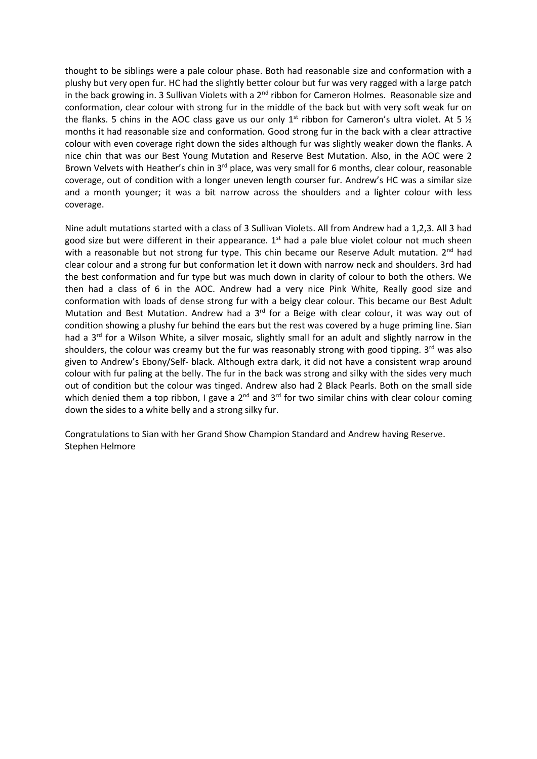thought to be siblings were a pale colour phase. Both had reasonable size and conformation with a plushy but very open fur. HC had the slightly better colour but fur was very ragged with a large patch in the back growing in. 3 Sullivan Violets with a 2nd ribbon for Cameron Holmes. Reasonable size and conformation, clear colour with strong fur in the middle of the back but with very soft weak fur on the flanks. 5 chins in the AOC class gave us our only 1st ribbon for Cameron's ultra violet. At 5 ½ months it had reasonable size and conformation. Good strong fur in the back with a clear attractive colour with even coverage right down the sides although fur was slightly weaker down the flanks. A nice chin that was our Best Young Mutation and Reserve Best Mutation. Also, in the AOC were 2 Brown Velvets with Heather's chin in 3rd place, was very small for 6 months, clear colour, reasonable coverage, out of condition with a longer uneven length courser fur. Andrew's HC was a similar size and a month younger; it was a bit narrow across the shoulders and a lighter colour with less coverage.

Nine adult mutations started with a class of 3 Sullivan Violets. All from Andrew had a 1,2,3. All 3 had good size but were different in their appearance. 1st had a pale blue violet colour not much sheen with a reasonable but not strong fur type. This chin became our Reserve Adult mutation. 2nd had clear colour and a strong fur but conformation let it down with narrow neck and shoulders. 3rd had the best conformation and fur type but was much down in clarity of colour to both the others. We then had a class of 6 in the AOC. Andrew had a very nice Pink White, Really good size and conformation with loads of dense strong fur with a beigy clear colour. This became our Best Adult Mutation and Best Mutation. Andrew had a 3rd for a Beige with clear colour, it was way out of condition showing a plushy fur behind the ears but the rest was covered by a huge priming line. Sian had a 3rd for a Wilson White, a silver mosaic, slightly small for an adult and slightly narrow in the shoulders, the colour was creamy but the fur was reasonably strong with good tipping. 3rd was also given to Andrew's Ebony/Self- black. Although extra dark, it did not have a consistent wrap around colour with fur paling at the belly. The fur in the back was strong and silky with the sides very much out of condition but the colour was tinged. Andrew also had 2 Black Pearls. Both on the small side which denied them a top ribbon, I gave a 2nd and 3rd for two similar chins with clear colour coming down the sides to a white belly and a strong silky fur.

Congratulations to Sian with her Grand Show Champion Standard and Andrew having Reserve.
Stephen Helmore